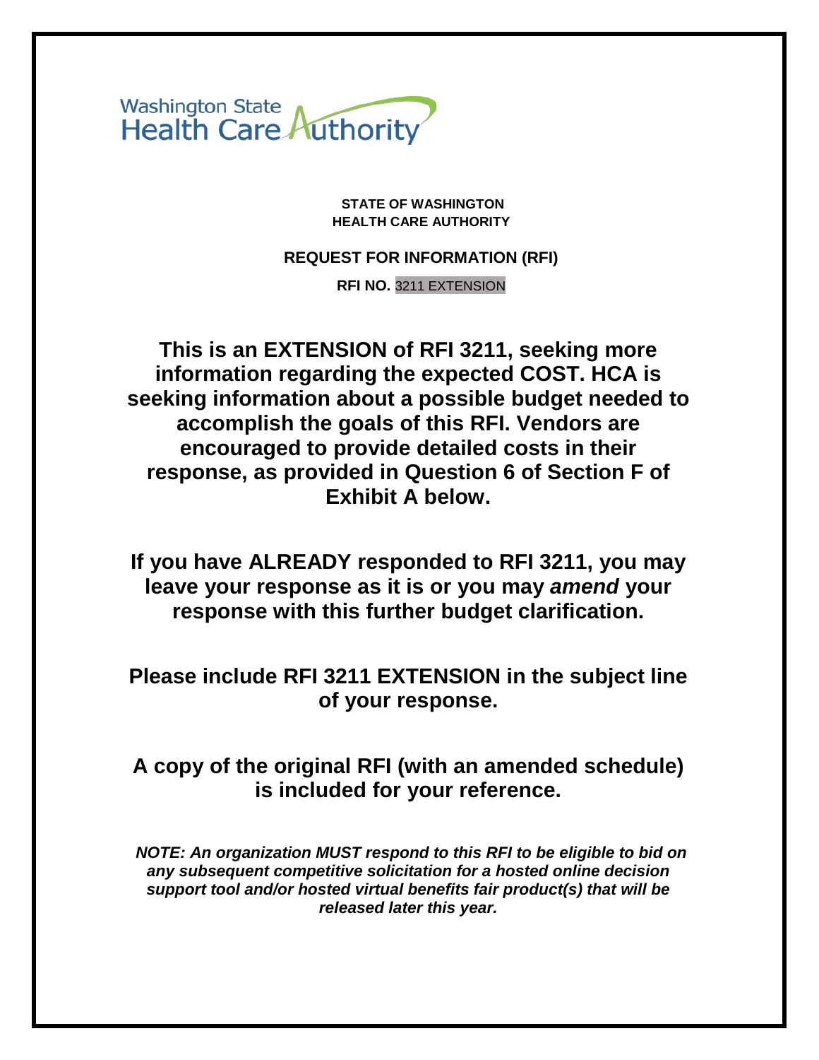Washington State Health Care Authority

**STATE OF WASHINGTON**
**HEALTH CARE AUTHORITY**

**REQUEST FOR INFORMATION (RFI)**

**RFI NO.** 3211 EXTENSION

## This is an EXTENSION of RFI 3211, seeking more information regarding the expected COST. HCA is seeking information about a possible budget needed to accomplish the goals of this RFI. Vendors are encouraged to provide detailed costs in their response, as provided in Question 6 of Section F of Exhibit A below.

## If you have ALREADY responded to RFI 3211, you may leave your response as it is or you may *amend* your response with this further budget clarification.

## Please include RFI 3211 EXTENSION in the subject line of your response.

## A copy of the original RFI (with an amended schedule) is included for your reference.

***NOTE: An organization MUST respond to this RFI to be eligible to bid on any subsequent competitive solicitation for a hosted online decision support tool and/or hosted virtual benefits fair product(s) that will be released later this year.***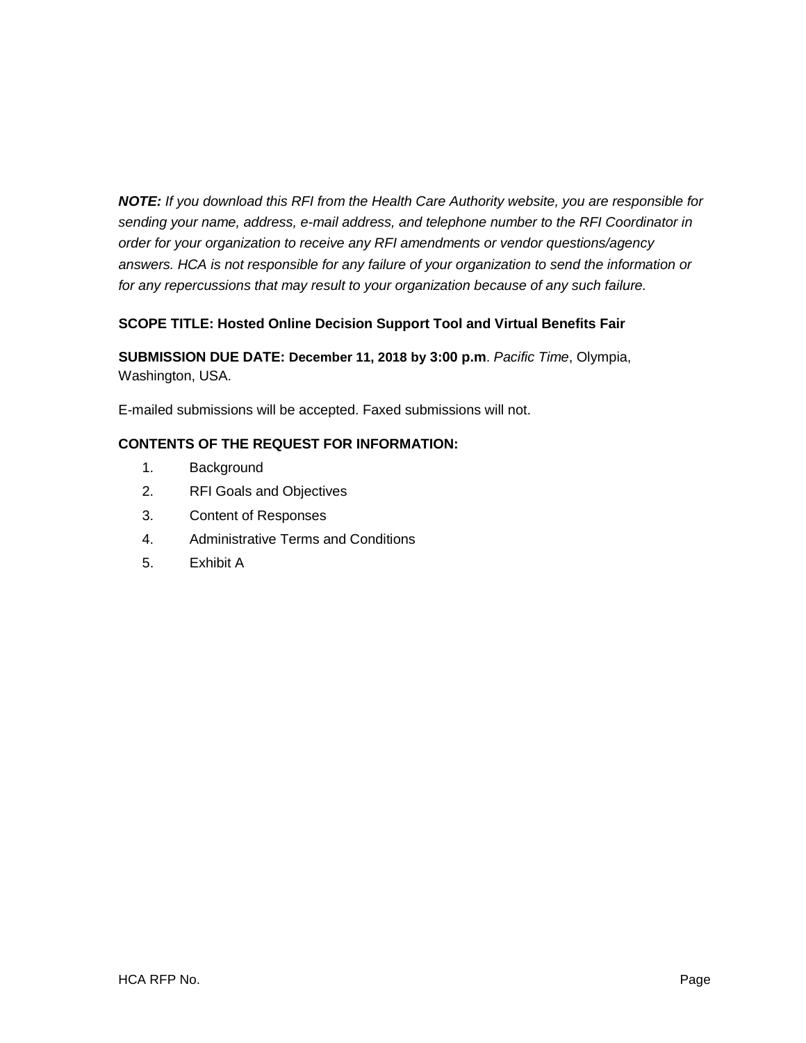***NOTE:*** *If you download this RFI from the Health Care Authority website, you are responsible for sending your name, address, e-mail address, and telephone number to the RFI Coordinator in order for your organization to receive any RFI amendments or vendor questions/agency answers. HCA is not responsible for any failure of your organization to send the information or for any repercussions that may result to your organization because of any such failure.*

**SCOPE TITLE: Hosted Online Decision Support Tool and Virtual Benefits Fair**

**SUBMISSION DUE DATE: December 11, 2018 by 3:00 p.m**. *Pacific Time*, Olympia, Washington, USA.

E-mailed submissions will be accepted. Faxed submissions will not.

**CONTENTS OF THE REQUEST FOR INFORMATION:**

1. Background
2. RFI Goals and Objectives
3. Content of Responses
4. Administrative Terms and Conditions
5. Exhibit A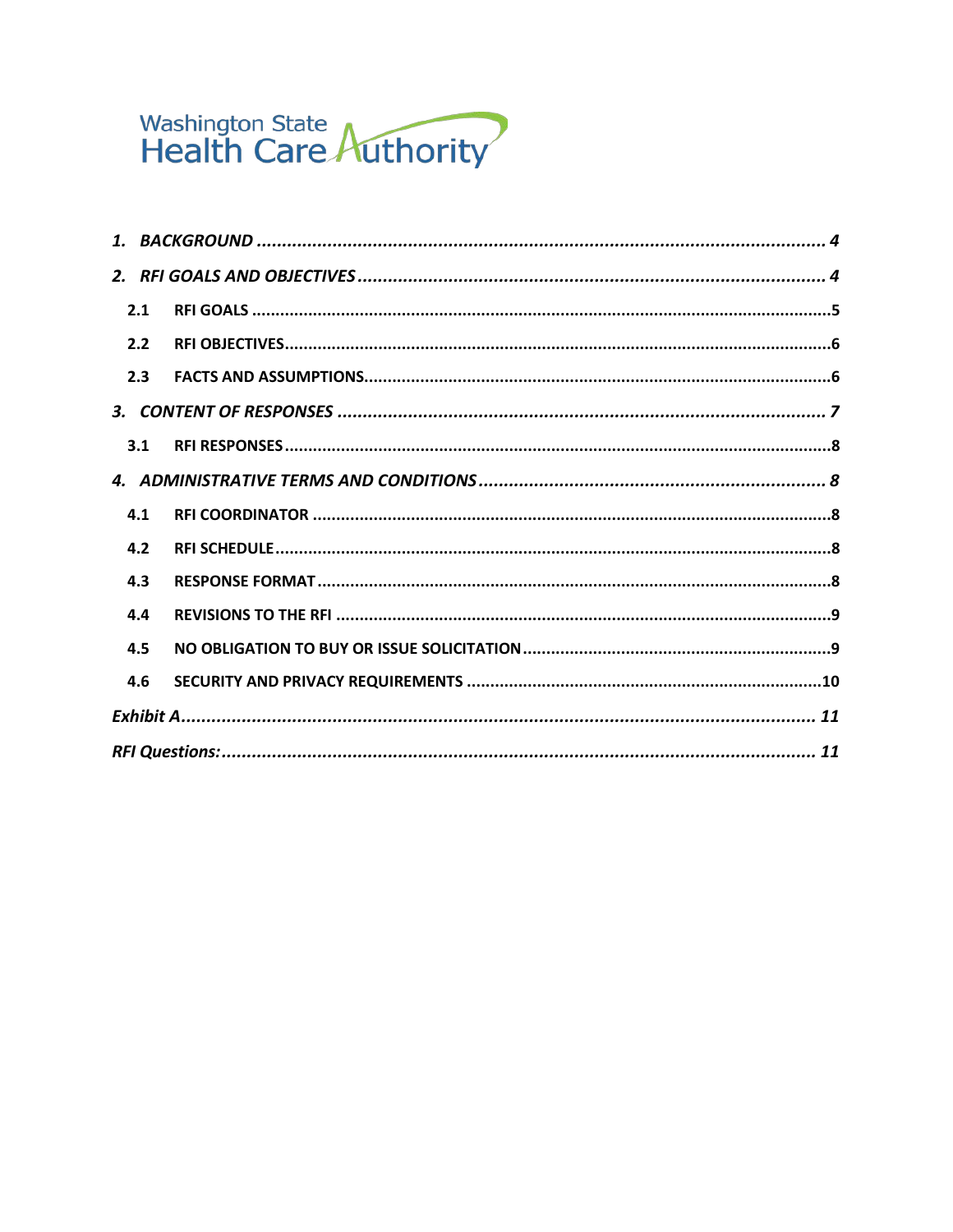Washington State Health Care Authority

1. *BACKGROUND* ........................................................................................................ 4

2. *RFI GOALS AND OBJECTIVES* ................................................................................ 4

   2.1 **RFI GOALS** ........................................................................................................ 5

   2.2 **RFI OBJECTIVES** ................................................................................................ 6

   2.3 **FACTS AND ASSUMPTIONS** ............................................................................... 6

3. *CONTENT OF RESPONSES* .................................................................................... 7

   3.1 **RFI RESPONSES** .................................................................................................. 8

4. *ADMINISTRATIVE TERMS AND CONDITIONS* ......................................................... 8

   4.1 **RFI COORDINATOR** ............................................................................................ 8

   4.2 **RFI SCHEDULE** ................................................................................................... 8

   4.3 **RESPONSE FORMAT** ........................................................................................... 8

   4.4 **REVISIONS TO THE RFI** ....................................................................................... 9

   4.5 **NO OBLIGATION TO BUY OR ISSUE SOLICITATION** ............................................... 9

   4.6 **SECURITY AND PRIVACY REQUIREMENTS** .......................................................... 10

*Exhibit A* ................................................................................................................ 11

*RFI Questions:* .......................................................................................................... 11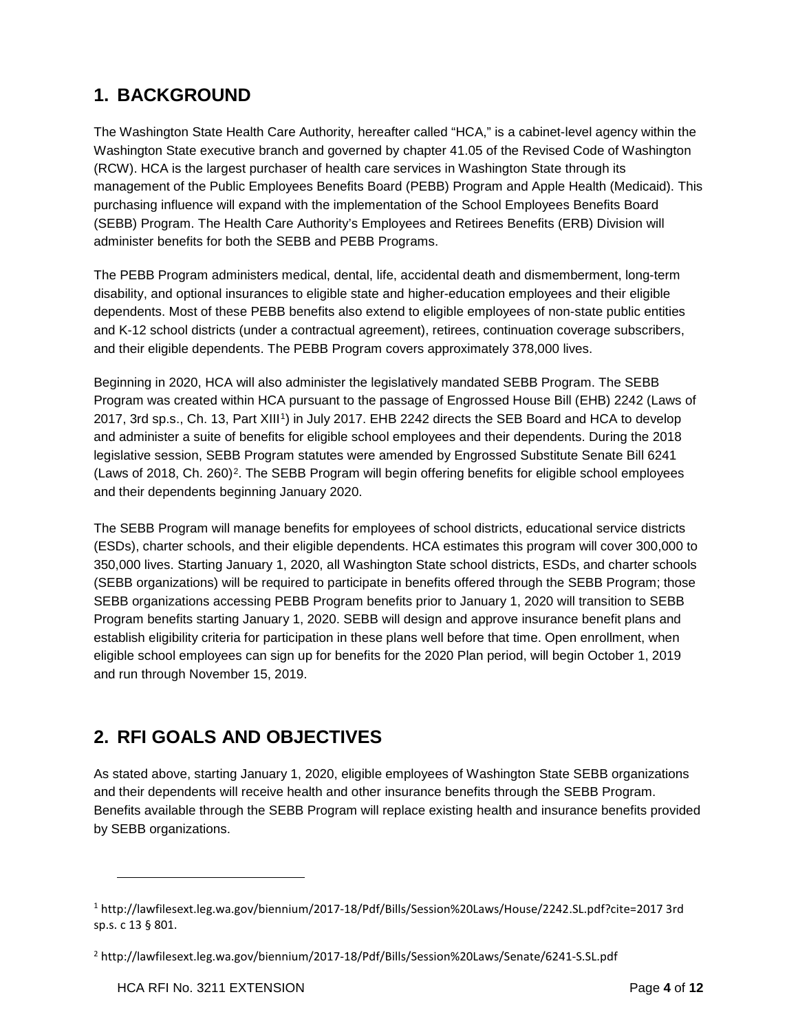## 1. BACKGROUND

The Washington State Health Care Authority, hereafter called "HCA," is a cabinet-level agency within the Washington State executive branch and governed by chapter 41.05 of the Revised Code of Washington (RCW). HCA is the largest purchaser of health care services in Washington State through its management of the Public Employees Benefits Board (PEBB) Program and Apple Health (Medicaid). This purchasing influence will expand with the implementation of the School Employees Benefits Board (SEBB) Program. The Health Care Authority's Employees and Retirees Benefits (ERB) Division will administer benefits for both the SEBB and PEBB Programs.

The PEBB Program administers medical, dental, life, accidental death and dismemberment, long-term disability, and optional insurances to eligible state and higher-education employees and their eligible dependents. Most of these PEBB benefits also extend to eligible employees of non-state public entities and K-12 school districts (under a contractual agreement), retirees, continuation coverage subscribers, and their eligible dependents. The PEBB Program covers approximately 378,000 lives.

Beginning in 2020, HCA will also administer the legislatively mandated SEBB Program. The SEBB Program was created within HCA pursuant to the passage of Engrossed House Bill (EHB) 2242 (Laws of 2017, 3rd sp.s., Ch. 13, Part XIII[1]) in July 2017. EHB 2242 directs the SEB Board and HCA to develop and administer a suite of benefits for eligible school employees and their dependents. During the 2018 legislative session, SEBB Program statutes were amended by Engrossed Substitute Senate Bill 6241 (Laws of 2018, Ch. 260)[2]. The SEBB Program will begin offering benefits for eligible school employees and their dependents beginning January 2020.

The SEBB Program will manage benefits for employees of school districts, educational service districts (ESDs), charter schools, and their eligible dependents. HCA estimates this program will cover 300,000 to 350,000 lives. Starting January 1, 2020, all Washington State school districts, ESDs, and charter schools (SEBB organizations) will be required to participate in benefits offered through the SEBB Program; those SEBB organizations accessing PEBB Program benefits prior to January 1, 2020 will transition to SEBB Program benefits starting January 1, 2020. SEBB will design and approve insurance benefit plans and establish eligibility criteria for participation in these plans well before that time. Open enrollment, when eligible school employees can sign up for benefits for the 2020 Plan period, will begin October 1, 2019 and run through November 15, 2019.

## 2. RFI GOALS AND OBJECTIVES

As stated above, starting January 1, 2020, eligible employees of Washington State SEBB organizations and their dependents will receive health and other insurance benefits through the SEBB Program. Benefits available through the SEBB Program will replace existing health and insurance benefits provided by SEBB organizations.

---

[1] http://lawfilesext.leg.wa.gov/biennium/2017-18/Pdf/Bills/Session%20Laws/House/2242.SL.pdf?cite=2017 3rd sp.s. c 13 § 801.

[2] http://lawfilesext.leg.wa.gov/biennium/2017-18/Pdf/Bills/Session%20Laws/Senate/6241-S.SL.pdf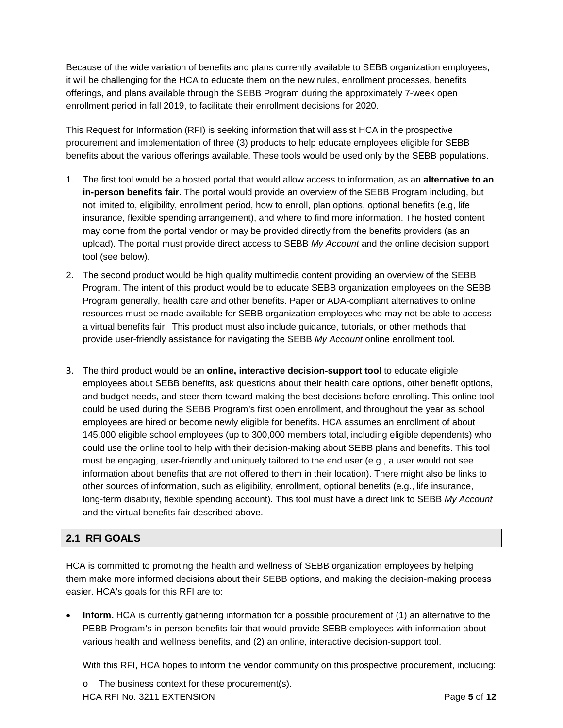Because of the wide variation of benefits and plans currently available to SEBB organization employees, it will be challenging for the HCA to educate them on the new rules, enrollment processes, benefits offerings, and plans available through the SEBB Program during the approximately 7-week open enrollment period in fall 2019, to facilitate their enrollment decisions for 2020.

This Request for Information (RFI) is seeking information that will assist HCA in the prospective procurement and implementation of three (3) products to help educate employees eligible for SEBB benefits about the various offerings available. These tools would be used only by the SEBB populations.

1. The first tool would be a hosted portal that would allow access to information, as an **alternative to an in-person benefits fair**. The portal would provide an overview of the SEBB Program including, but not limited to, eligibility, enrollment period, how to enroll, plan options, optional benefits (e.g, life insurance, flexible spending arrangement), and where to find more information. The hosted content may come from the portal vendor or may be provided directly from the benefits providers (as an upload). The portal must provide direct access to SEBB *My Account* and the online decision support tool (see below).
2. The second product would be high quality multimedia content providing an overview of the SEBB Program. The intent of this product would be to educate SEBB organization employees on the SEBB Program generally, health care and other benefits. Paper or ADA-compliant alternatives to online resources must be made available for SEBB organization employees who may not be able to access a virtual benefits fair. This product must also include guidance, tutorials, or other methods that provide user-friendly assistance for navigating the SEBB *My Account* online enrollment tool.
3. The third product would be an **online, interactive decision-support tool** to educate eligible employees about SEBB benefits, ask questions about their health care options, other benefit options, and budget needs, and steer them toward making the best decisions before enrolling. This online tool could be used during the SEBB Program's first open enrollment, and throughout the year as school employees are hired or become newly eligible for benefits. HCA assumes an enrollment of about 145,000 eligible school employees (up to 300,000 members total, including eligible dependents) who could use the online tool to help with their decision-making about SEBB plans and benefits. This tool must be engaging, user-friendly and uniquely tailored to the end user (e.g., a user would not see information about benefits that are not offered to them in their location). There might also be links to other sources of information, such as eligibility, enrollment, optional benefits (e.g., life insurance, long-term disability, flexible spending account). This tool must have a direct link to SEBB *My Account* and the virtual benefits fair described above.

## 2.1 RFI GOALS

HCA is committed to promoting the health and wellness of SEBB organization employees by helping them make more informed decisions about their SEBB options, and making the decision-making process easier. HCA's goals for this RFI are to:

- **Inform.** HCA is currently gathering information for a possible procurement of (1) an alternative to the PEBB Program's in-person benefits fair that would provide SEBB employees with information about various health and wellness benefits, and (2) an online, interactive decision-support tool.

  With this RFI, HCA hopes to inform the vendor community on this prospective procurement, including:

  - The business context for these procurement(s).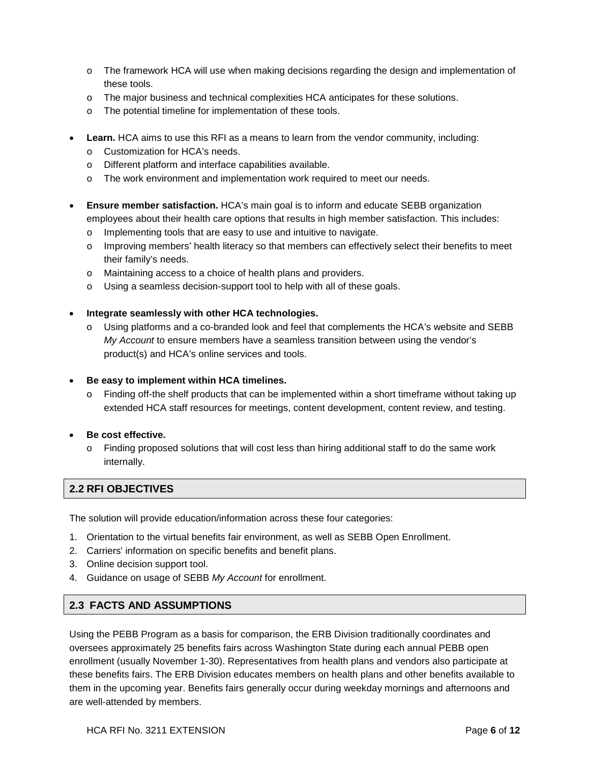- The framework HCA will use when making decisions regarding the design and implementation of these tools.
  - The major business and technical complexities HCA anticipates for these solutions.
  - The potential timeline for implementation of these tools.

- **Learn.** HCA aims to use this RFI as a means to learn from the vendor community, including:
  - Customization for HCA's needs.
  - Different platform and interface capabilities available.
  - The work environment and implementation work required to meet our needs.

- **Ensure member satisfaction.** HCA's main goal is to inform and educate SEBB organization employees about their health care options that results in high member satisfaction. This includes:
  - Implementing tools that are easy to use and intuitive to navigate.
  - Improving members' health literacy so that members can effectively select their benefits to meet their family's needs.
  - Maintaining access to a choice of health plans and providers.
  - Using a seamless decision-support tool to help with all of these goals.

- **Integrate seamlessly with other HCA technologies.**
  - Using platforms and a co-branded look and feel that complements the HCA's website and SEBB *My Account* to ensure members have a seamless transition between using the vendor's product(s) and HCA's online services and tools.

- **Be easy to implement within HCA timelines.**
  - Finding off-the shelf products that can be implemented within a short timeframe without taking up extended HCA staff resources for meetings, content development, content review, and testing.

- **Be cost effective.**
  - Finding proposed solutions that will cost less than hiring additional staff to do the same work internally.

## 2.2 RFI OBJECTIVES

The solution will provide education/information across these four categories:

1. Orientation to the virtual benefits fair environment, as well as SEBB Open Enrollment.
2. Carriers' information on specific benefits and benefit plans.
3. Online decision support tool.
4. Guidance on usage of SEBB *My Account* for enrollment.

## 2.3 FACTS AND ASSUMPTIONS

Using the PEBB Program as a basis for comparison, the ERB Division traditionally coordinates and oversees approximately 25 benefits fairs across Washington State during each annual PEBB open enrollment (usually November 1-30). Representatives from health plans and vendors also participate at these benefits fairs. The ERB Division educates members on health plans and other benefits available to them in the upcoming year. Benefits fairs generally occur during weekday mornings and afternoons and are well-attended by members.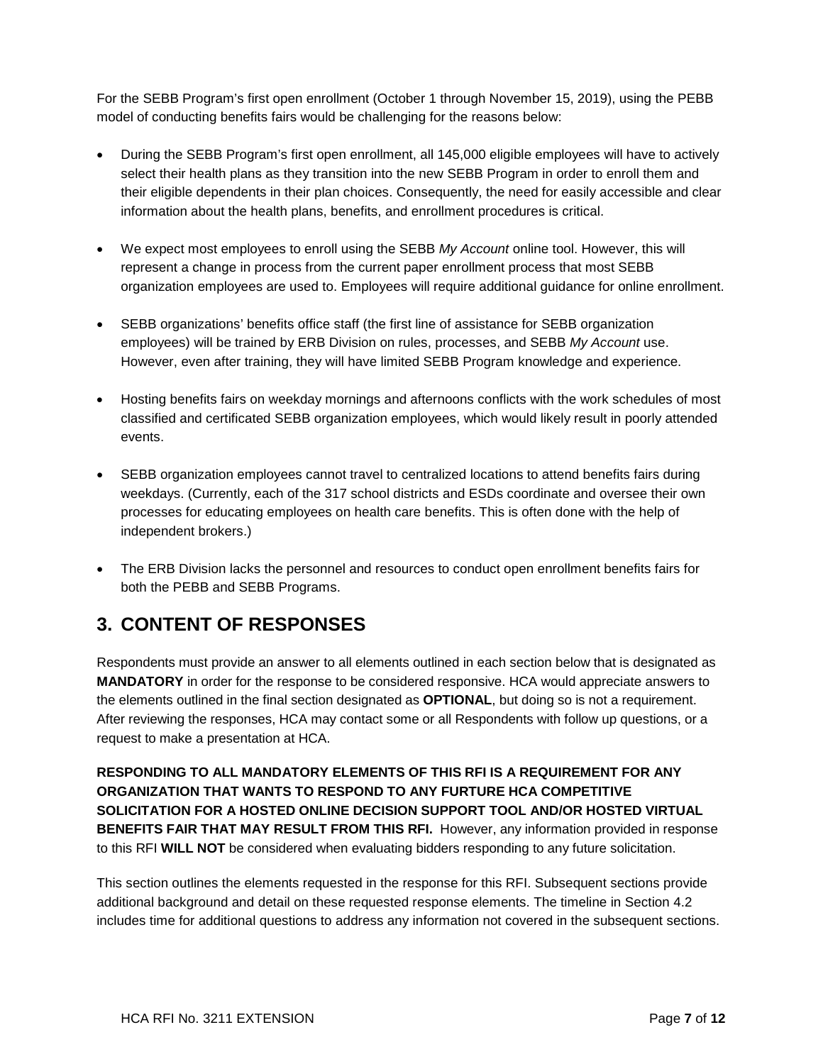For the SEBB Program's first open enrollment (October 1 through November 15, 2019), using the PEBB model of conducting benefits fairs would be challenging for the reasons below:

- During the SEBB Program's first open enrollment, all 145,000 eligible employees will have to actively select their health plans as they transition into the new SEBB Program in order to enroll them and their eligible dependents in their plan choices. Consequently, the need for easily accessible and clear information about the health plans, benefits, and enrollment procedures is critical.
- We expect most employees to enroll using the SEBB *My Account* online tool. However, this will represent a change in process from the current paper enrollment process that most SEBB organization employees are used to. Employees will require additional guidance for online enrollment.
- SEBB organizations' benefits office staff (the first line of assistance for SEBB organization employees) will be trained by ERB Division on rules, processes, and SEBB *My Account* use. However, even after training, they will have limited SEBB Program knowledge and experience.
- Hosting benefits fairs on weekday mornings and afternoons conflicts with the work schedules of most classified and certificated SEBB organization employees, which would likely result in poorly attended events.
- SEBB organization employees cannot travel to centralized locations to attend benefits fairs during weekdays. (Currently, each of the 317 school districts and ESDs coordinate and oversee their own processes for educating employees on health care benefits. This is often done with the help of independent brokers.)
- The ERB Division lacks the personnel and resources to conduct open enrollment benefits fairs for both the PEBB and SEBB Programs.

## 3. CONTENT OF RESPONSES

Respondents must provide an answer to all elements outlined in each section below that is designated as **MANDATORY** in order for the response to be considered responsive. HCA would appreciate answers to the elements outlined in the final section designated as **OPTIONAL**, but doing so is not a requirement. After reviewing the responses, HCA may contact some or all Respondents with follow up questions, or a request to make a presentation at HCA.

**RESPONDING TO ALL MANDATORY ELEMENTS OF THIS RFI IS A REQUIREMENT FOR ANY ORGANIZATION THAT WANTS TO RESPOND TO ANY FURTURE HCA COMPETITIVE SOLICITATION FOR A HOSTED ONLINE DECISION SUPPORT TOOL AND/OR HOSTED VIRTUAL BENEFITS FAIR THAT MAY RESULT FROM THIS RFI.** However, any information provided in response to this RFI **WILL NOT** be considered when evaluating bidders responding to any future solicitation.

This section outlines the elements requested in the response for this RFI. Subsequent sections provide additional background and detail on these requested response elements. The timeline in Section 4.2 includes time for additional questions to address any information not covered in the subsequent sections.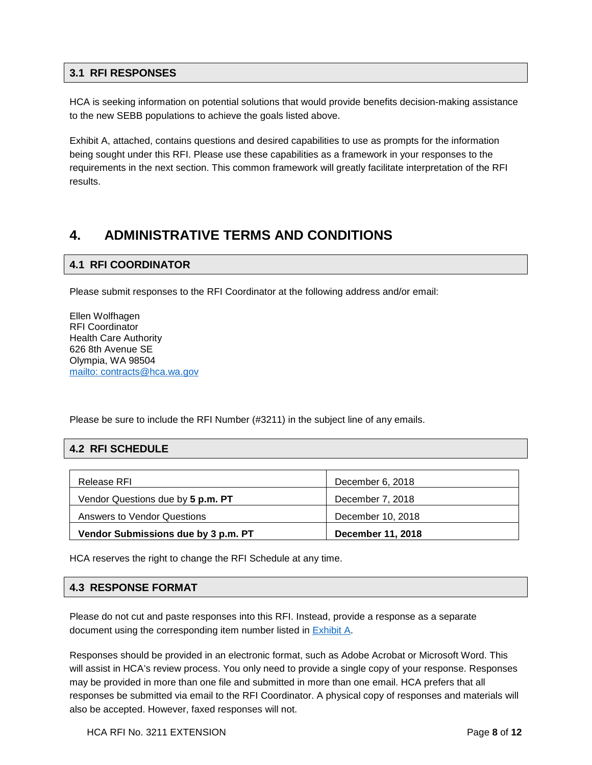### 3.1 RFI RESPONSES

HCA is seeking information on potential solutions that would provide benefits decision-making assistance to the new SEBB populations to achieve the goals listed above.

Exhibit A, attached, contains questions and desired capabilities to use as prompts for the information being sought under this RFI. Please use these capabilities as a framework in your responses to the requirements in the next section. This common framework will greatly facilitate interpretation of the RFI results.

## 4. ADMINISTRATIVE TERMS AND CONDITIONS

### 4.1 RFI COORDINATOR

Please submit responses to the RFI Coordinator at the following address and/or email:

Ellen Wolfhagen
RFI Coordinator
Health Care Authority
626 8th Avenue SE
Olympia, WA 98504
mailto: contracts@hca.wa.gov

Please be sure to include the RFI Number (#3211) in the subject line of any emails.

### 4.2 RFI SCHEDULE

| | |
|---|---|
| Release RFI | December 6, 2018 |
| Vendor Questions due by **5 p.m. PT** | December 7, 2018 |
| Answers to Vendor Questions | December 10, 2018 |
| **Vendor Submissions due by 3 p.m. PT** | **December 11, 2018** |

HCA reserves the right to change the RFI Schedule at any time.

### 4.3 RESPONSE FORMAT

Please do not cut and paste responses into this RFI. Instead, provide a response as a separate document using the corresponding item number listed in Exhibit A.

Responses should be provided in an electronic format, such as Adobe Acrobat or Microsoft Word. This will assist in HCA's review process. You only need to provide a single copy of your response. Responses may be provided in more than one file and submitted in more than one email. HCA prefers that all responses be submitted via email to the RFI Coordinator. A physical copy of responses and materials will also be accepted. However, faxed responses will not.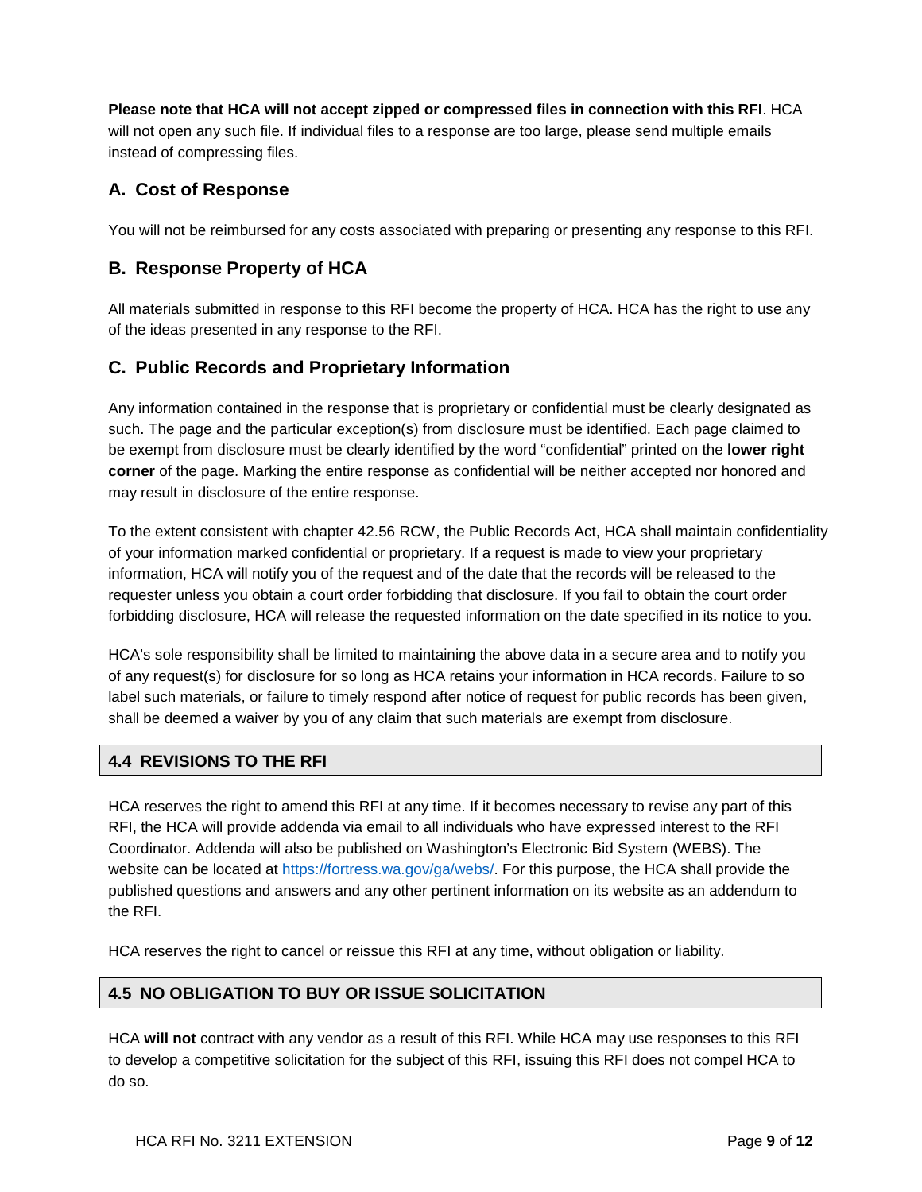**Please note that HCA will not accept zipped or compressed files in connection with this RFI**. HCA will not open any such file. If individual files to a response are too large, please send multiple emails instead of compressing files.

## A. Cost of Response

You will not be reimbursed for any costs associated with preparing or presenting any response to this RFI.

## B. Response Property of HCA

All materials submitted in response to this RFI become the property of HCA. HCA has the right to use any of the ideas presented in any response to the RFI.

## C. Public Records and Proprietary Information

Any information contained in the response that is proprietary or confidential must be clearly designated as such. The page and the particular exception(s) from disclosure must be identified. Each page claimed to be exempt from disclosure must be clearly identified by the word "confidential" printed on the **lower right corner** of the page. Marking the entire response as confidential will be neither accepted nor honored and may result in disclosure of the entire response.

To the extent consistent with chapter 42.56 RCW, the Public Records Act, HCA shall maintain confidentiality of your information marked confidential or proprietary. If a request is made to view your proprietary information, HCA will notify you of the request and of the date that the records will be released to the requester unless you obtain a court order forbidding that disclosure. If you fail to obtain the court order forbidding disclosure, HCA will release the requested information on the date specified in its notice to you.

HCA's sole responsibility shall be limited to maintaining the above data in a secure area and to notify you of any request(s) for disclosure for so long as HCA retains your information in HCA records. Failure to so label such materials, or failure to timely respond after notice of request for public records has been given, shall be deemed a waiver by you of any claim that such materials are exempt from disclosure.

## 4.4 REVISIONS TO THE RFI

HCA reserves the right to amend this RFI at any time. If it becomes necessary to revise any part of this RFI, the HCA will provide addenda via email to all individuals who have expressed interest to the RFI Coordinator. Addenda will also be published on Washington's Electronic Bid System (WEBS). The website can be located at https://fortress.wa.gov/ga/webs/. For this purpose, the HCA shall provide the published questions and answers and any other pertinent information on its website as an addendum to the RFI.

HCA reserves the right to cancel or reissue this RFI at any time, without obligation or liability.

## 4.5 NO OBLIGATION TO BUY OR ISSUE SOLICITATION

HCA **will not** contract with any vendor as a result of this RFI. While HCA may use responses to this RFI to develop a competitive solicitation for the subject of this RFI, issuing this RFI does not compel HCA to do so.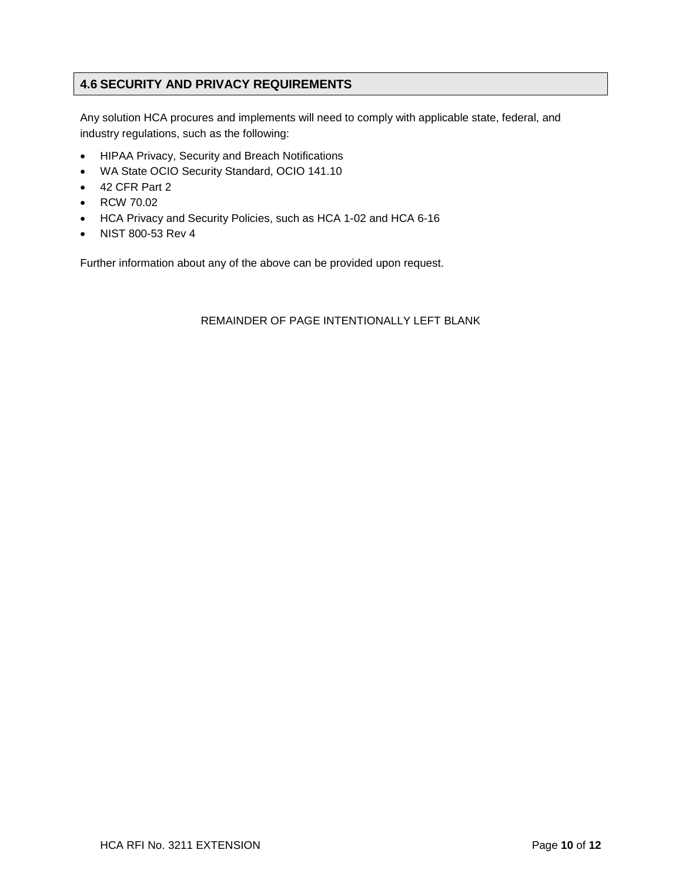## 4.6 SECURITY AND PRIVACY REQUIREMENTS

Any solution HCA procures and implements will need to comply with applicable state, federal, and industry regulations, such as the following:

- HIPAA Privacy, Security and Breach Notifications
- WA State OCIO Security Standard, OCIO 141.10
- 42 CFR Part 2
- RCW 70.02
- HCA Privacy and Security Policies, such as HCA 1-02 and HCA 6-16
- NIST 800-53 Rev 4

Further information about any of the above can be provided upon request.

REMAINDER OF PAGE INTENTIONALLY LEFT BLANK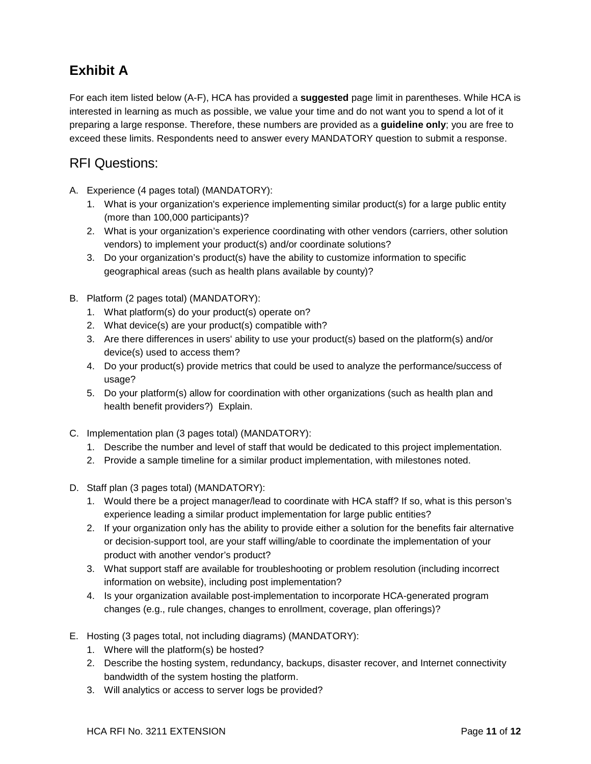## Exhibit A

For each item listed below (A-F), HCA has provided a **suggested** page limit in parentheses. While HCA is interested in learning as much as possible, we value your time and do not want you to spend a lot of it preparing a large response. Therefore, these numbers are provided as a **guideline only**; you are free to exceed these limits. Respondents need to answer every MANDATORY question to submit a response.

### RFI Questions:

A. Experience (4 pages total) (MANDATORY):
   1. What is your organization's experience implementing similar product(s) for a large public entity (more than 100,000 participants)?
   2. What is your organization's experience coordinating with other vendors (carriers, other solution vendors) to implement your product(s) and/or coordinate solutions?
   3. Do your organization's product(s) have the ability to customize information to specific geographical areas (such as health plans available by county)?

B. Platform (2 pages total) (MANDATORY):
   1. What platform(s) do your product(s) operate on?
   2. What device(s) are your product(s) compatible with?
   3. Are there differences in users' ability to use your product(s) based on the platform(s) and/or device(s) used to access them?
   4. Do your product(s) provide metrics that could be used to analyze the performance/success of usage?
   5. Do your platform(s) allow for coordination with other organizations (such as health plan and health benefit providers?) Explain.

C. Implementation plan (3 pages total) (MANDATORY):
   1. Describe the number and level of staff that would be dedicated to this project implementation.
   2. Provide a sample timeline for a similar product implementation, with milestones noted.

D. Staff plan (3 pages total) (MANDATORY):
   1. Would there be a project manager/lead to coordinate with HCA staff? If so, what is this person's experience leading a similar product implementation for large public entities?
   2. If your organization only has the ability to provide either a solution for the benefits fair alternative or decision-support tool, are your staff willing/able to coordinate the implementation of your product with another vendor's product?
   3. What support staff are available for troubleshooting or problem resolution (including incorrect information on website), including post implementation?
   4. Is your organization available post-implementation to incorporate HCA-generated program changes (e.g., rule changes, changes to enrollment, coverage, plan offerings)?

E. Hosting (3 pages total, not including diagrams) (MANDATORY):
   1. Where will the platform(s) be hosted?
   2. Describe the hosting system, redundancy, backups, disaster recover, and Internet connectivity bandwidth of the system hosting the platform.
   3. Will analytics or access to server logs be provided?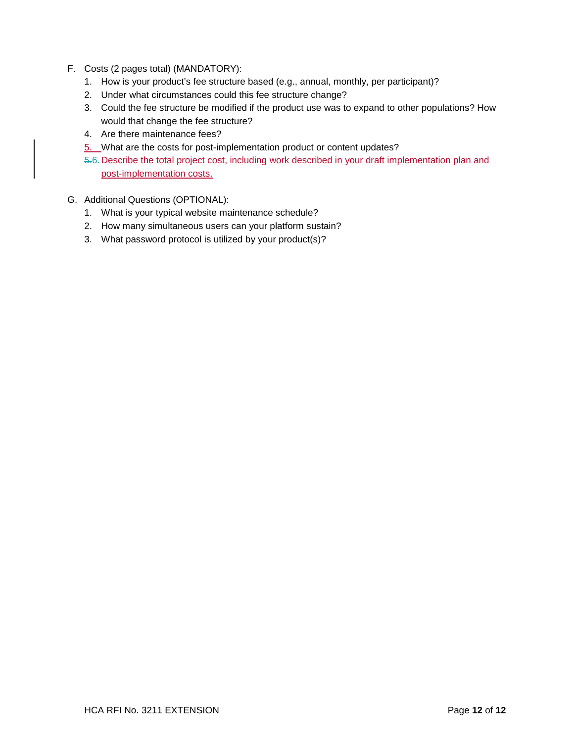F. Costs (2 pages total) (MANDATORY):

1. How is your product's fee structure based (e.g., annual, monthly, per participant)?
2. Under what circumstances could this fee structure change?
3. Could the fee structure be modified if the product use was to expand to other populations? How would that change the fee structure?
4. Are there maintenance fees?
5. What are the costs for post-implementation product or content updates?
6. Describe the total project cost, including work described in your draft implementation plan and post-implementation costs.

G. Additional Questions (OPTIONAL):

1. What is your typical website maintenance schedule?
2. How many simultaneous users can your platform sustain?
3. What password protocol is utilized by your product(s)?